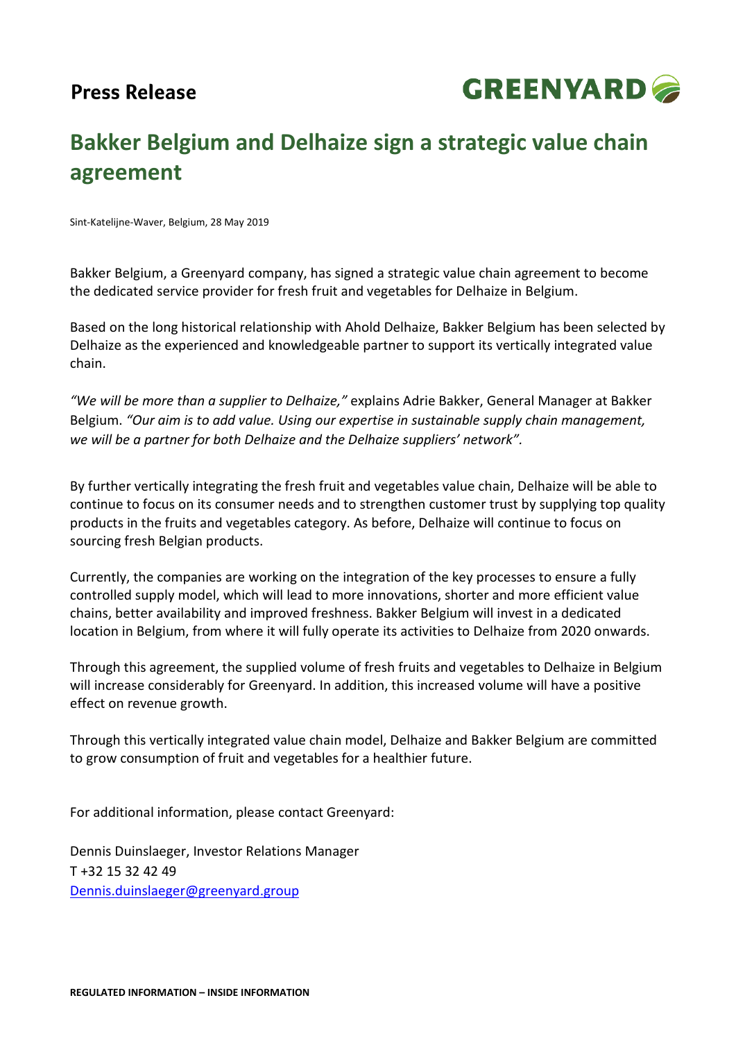**Press Release**

GREENYARD

# Bakker Belgium and Delhaize sign a strategic value chain agreement

Sint-Katelijne-Waver, Belgium, 28 May 2019

Bakker Belgium, a Greenyard company, has signed a strategic value chain agreement to become the dedicated service provider for fresh fruit and vegetables for Delhaize in Belgium.

Based on the long historical relationship with Ahold Delhaize, Bakker Belgium has been selected by Delhaize as the experienced and knowledgeable partner to support its vertically integrated value chain.

*"We will be more than a supplier to Delhaize,"* explains Adrie Bakker, General Manager at Bakker Belgium. *"Our aim is to add value. Using our expertise in sustainable supply chain management, we will be a partner for both Delhaize and the Delhaize suppliers' network".*

By further vertically integrating the fresh fruit and vegetables value chain, Delhaize will be able to continue to focus on its consumer needs and to strengthen customer trust by supplying top quality products in the fruits and vegetables category. As before, Delhaize will continue to focus on sourcing fresh Belgian products.

Currently, the companies are working on the integration of the key processes to ensure a fully controlled supply model, which will lead to more innovations, shorter and more efficient value chains, better availability and improved freshness. Bakker Belgium will invest in a dedicated location in Belgium, from where it will fully operate its activities to Delhaize from 2020 onwards.

Through this agreement, the supplied volume of fresh fruits and vegetables to Delhaize in Belgium will increase considerably for Greenyard. In addition, this increased volume will have a positive effect on revenue growth.

Through this vertically integrated value chain model, Delhaize and Bakker Belgium are committed to grow consumption of fruit and vegetables for a healthier future.

For additional information, please contact Greenyard:

Dennis Duinslaeger, Investor Relations Manager
T +32 15 32 42 49
Dennis.duinslaeger@greenyard.group

**REGULATED INFORMATION – INSIDE INFORMATION**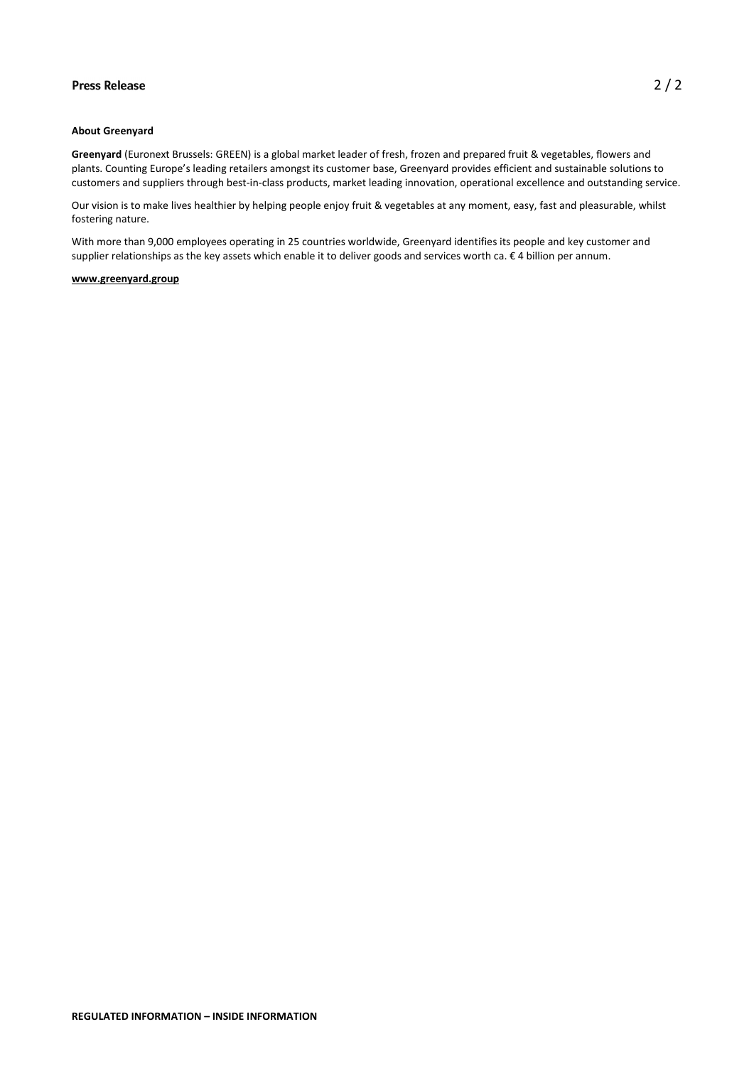**About Greenyard**

**Greenyard** (Euronext Brussels: GREEN) is a global market leader of fresh, frozen and prepared fruit & vegetables, flowers and plants. Counting Europe's leading retailers amongst its customer base, Greenyard provides efficient and sustainable solutions to customers and suppliers through best-in-class products, market leading innovation, operational excellence and outstanding service.

Our vision is to make lives healthier by helping people enjoy fruit & vegetables at any moment, easy, fast and pleasurable, whilst fostering nature.

With more than 9,000 employees operating in 25 countries worldwide, Greenyard identifies its people and key customer and supplier relationships as the key assets which enable it to deliver goods and services worth ca. € 4 billion per annum.

**www.greenyard.group**

**REGULATED INFORMATION – INSIDE INFORMATION**